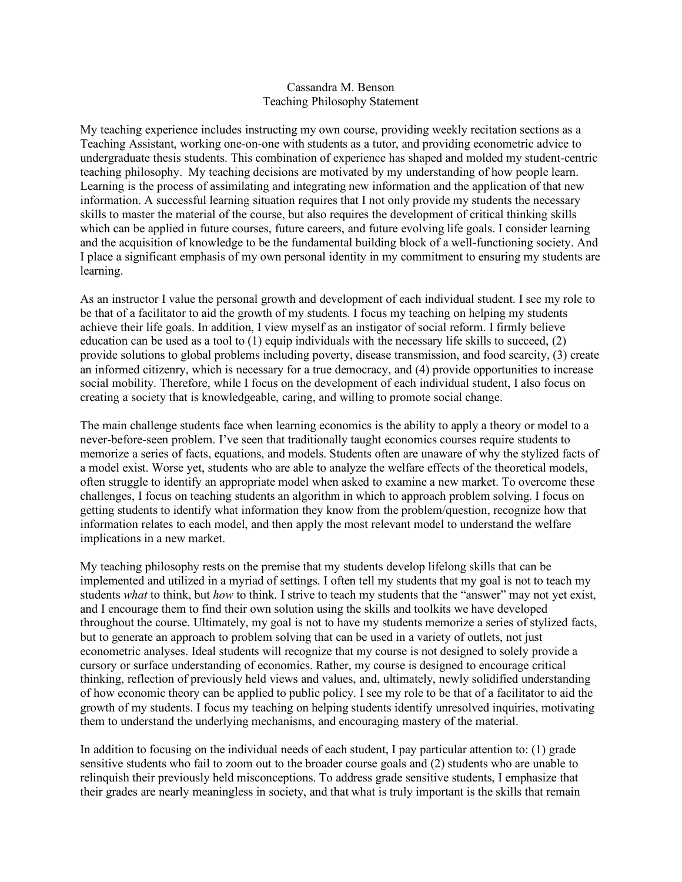Cassandra M. Benson
Teaching Philosophy Statement

My teaching experience includes instructing my own course, providing weekly recitation sections as a Teaching Assistant, working one-on-one with students as a tutor, and providing econometric advice to undergraduate thesis students. This combination of experience has shaped and molded my student-centric teaching philosophy. My teaching decisions are motivated by my understanding of how people learn. Learning is the process of assimilating and integrating new information and the application of that new information. A successful learning situation requires that I not only provide my students the necessary skills to master the material of the course, but also requires the development of critical thinking skills which can be applied in future courses, future careers, and future evolving life goals. I consider learning and the acquisition of knowledge to be the fundamental building block of a well-functioning society. And I place a significant emphasis of my own personal identity in my commitment to ensuring my students are learning.

As an instructor I value the personal growth and development of each individual student. I see my role to be that of a facilitator to aid the growth of my students. I focus my teaching on helping my students achieve their life goals. In addition, I view myself as an instigator of social reform. I firmly believe education can be used as a tool to (1) equip individuals with the necessary life skills to succeed, (2) provide solutions to global problems including poverty, disease transmission, and food scarcity, (3) create an informed citizenry, which is necessary for a true democracy, and (4) provide opportunities to increase social mobility. Therefore, while I focus on the development of each individual student, I also focus on creating a society that is knowledgeable, caring, and willing to promote social change.

The main challenge students face when learning economics is the ability to apply a theory or model to a never-before-seen problem. I've seen that traditionally taught economics courses require students to memorize a series of facts, equations, and models. Students often are unaware of why the stylized facts of a model exist. Worse yet, students who are able to analyze the welfare effects of the theoretical models, often struggle to identify an appropriate model when asked to examine a new market. To overcome these challenges, I focus on teaching students an algorithm in which to approach problem solving. I focus on getting students to identify what information they know from the problem/question, recognize how that information relates to each model, and then apply the most relevant model to understand the welfare implications in a new market.

My teaching philosophy rests on the premise that my students develop lifelong skills that can be implemented and utilized in a myriad of settings. I often tell my students that my goal is not to teach my students *what* to think, but *how* to think. I strive to teach my students that the "answer" may not yet exist, and I encourage them to find their own solution using the skills and toolkits we have developed throughout the course. Ultimately, my goal is not to have my students memorize a series of stylized facts, but to generate an approach to problem solving that can be used in a variety of outlets, not just econometric analyses. Ideal students will recognize that my course is not designed to solely provide a cursory or surface understanding of economics. Rather, my course is designed to encourage critical thinking, reflection of previously held views and values, and, ultimately, newly solidified understanding of how economic theory can be applied to public policy. I see my role to be that of a facilitator to aid the growth of my students. I focus my teaching on helping students identify unresolved inquiries, motivating them to understand the underlying mechanisms, and encouraging mastery of the material.

In addition to focusing on the individual needs of each student, I pay particular attention to: (1) grade sensitive students who fail to zoom out to the broader course goals and (2) students who are unable to relinquish their previously held misconceptions. To address grade sensitive students, I emphasize that their grades are nearly meaningless in society, and that what is truly important is the skills that remain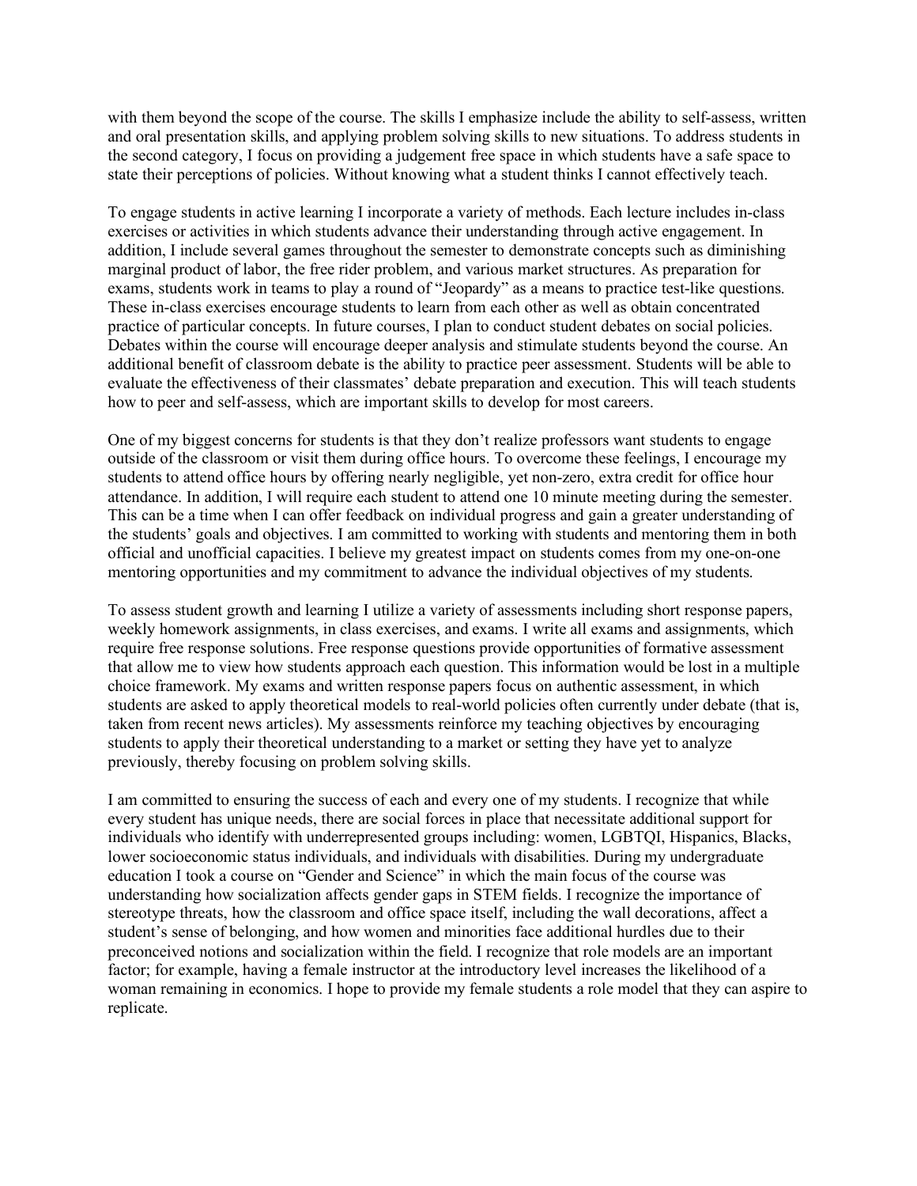with them beyond the scope of the course. The skills I emphasize include the ability to self-assess, written and oral presentation skills, and applying problem solving skills to new situations. To address students in the second category, I focus on providing a judgement free space in which students have a safe space to state their perceptions of policies. Without knowing what a student thinks I cannot effectively teach.

To engage students in active learning I incorporate a variety of methods. Each lecture includes in-class exercises or activities in which students advance their understanding through active engagement. In addition, I include several games throughout the semester to demonstrate concepts such as diminishing marginal product of labor, the free rider problem, and various market structures. As preparation for exams, students work in teams to play a round of "Jeopardy" as a means to practice test-like questions. These in-class exercises encourage students to learn from each other as well as obtain concentrated practice of particular concepts. In future courses, I plan to conduct student debates on social policies. Debates within the course will encourage deeper analysis and stimulate students beyond the course. An additional benefit of classroom debate is the ability to practice peer assessment. Students will be able to evaluate the effectiveness of their classmates' debate preparation and execution. This will teach students how to peer and self-assess, which are important skills to develop for most careers.

One of my biggest concerns for students is that they don't realize professors want students to engage outside of the classroom or visit them during office hours. To overcome these feelings, I encourage my students to attend office hours by offering nearly negligible, yet non-zero, extra credit for office hour attendance. In addition, I will require each student to attend one 10 minute meeting during the semester. This can be a time when I can offer feedback on individual progress and gain a greater understanding of the students' goals and objectives. I am committed to working with students and mentoring them in both official and unofficial capacities. I believe my greatest impact on students comes from my one-on-one mentoring opportunities and my commitment to advance the individual objectives of my students.

To assess student growth and learning I utilize a variety of assessments including short response papers, weekly homework assignments, in class exercises, and exams. I write all exams and assignments, which require free response solutions. Free response questions provide opportunities of formative assessment that allow me to view how students approach each question. This information would be lost in a multiple choice framework. My exams and written response papers focus on authentic assessment, in which students are asked to apply theoretical models to real-world policies often currently under debate (that is, taken from recent news articles). My assessments reinforce my teaching objectives by encouraging students to apply their theoretical understanding to a market or setting they have yet to analyze previously, thereby focusing on problem solving skills.

I am committed to ensuring the success of each and every one of my students. I recognize that while every student has unique needs, there are social forces in place that necessitate additional support for individuals who identify with underrepresented groups including: women, LGBTQI, Hispanics, Blacks, lower socioeconomic status individuals, and individuals with disabilities. During my undergraduate education I took a course on "Gender and Science" in which the main focus of the course was understanding how socialization affects gender gaps in STEM fields. I recognize the importance of stereotype threats, how the classroom and office space itself, including the wall decorations, affect a student's sense of belonging, and how women and minorities face additional hurdles due to their preconceived notions and socialization within the field. I recognize that role models are an important factor; for example, having a female instructor at the introductory level increases the likelihood of a woman remaining in economics. I hope to provide my female students a role model that they can aspire to replicate.